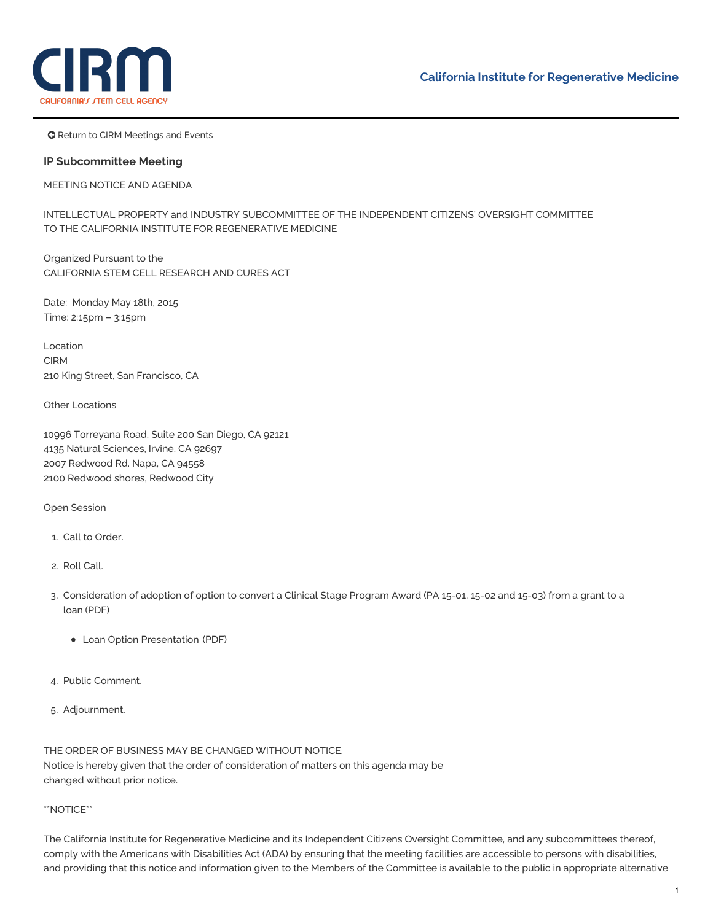CIRM
CALIFORNIA'S STEM CELL AGENCY

California Institute for Regenerative Medicine

Return to CIRM Meetings and Events

### IP Subcommittee Meeting

MEETING NOTICE AND AGENDA

INTELLECTUAL PROPERTY and INDUSTRY SUBCOMMITTEE OF THE INDEPENDENT CITIZENS' OVERSIGHT COMMITTEE
TO THE CALIFORNIA INSTITUTE FOR REGENERATIVE MEDICINE

Organized Pursuant to the
CALIFORNIA STEM CELL RESEARCH AND CURES ACT

Date: Monday May 18th, 2015
Time: 2:15pm – 3:15pm

Location
CIRM
210 King Street, San Francisco, CA

Other Locations

10996 Torreyana Road, Suite 200 San Diego, CA 92121
4135 Natural Sciences, Irvine, CA 92697
2007 Redwood Rd. Napa, CA 94558
2100 Redwood shores, Redwood City

Open Session

1. Call to Order.
2. Roll Call.
3. Consideration of adoption of option to convert a Clinical Stage Program Award (PA 15-01, 15-02 and 15-03) from a grant to a loan (PDF)
   - Loan Option Presentation (PDF)
4. Public Comment.
5. Adjournment.

THE ORDER OF BUSINESS MAY BE CHANGED WITHOUT NOTICE.
Notice is hereby given that the order of consideration of matters on this agenda may be
changed without prior notice.

**NOTICE**

The California Institute for Regenerative Medicine and its Independent Citizens Oversight Committee, and any subcommittees thereof, comply with the Americans with Disabilities Act (ADA) by ensuring that the meeting facilities are accessible to persons with disabilities, and providing that this notice and information given to the Members of the Committee is available to the public in appropriate alternative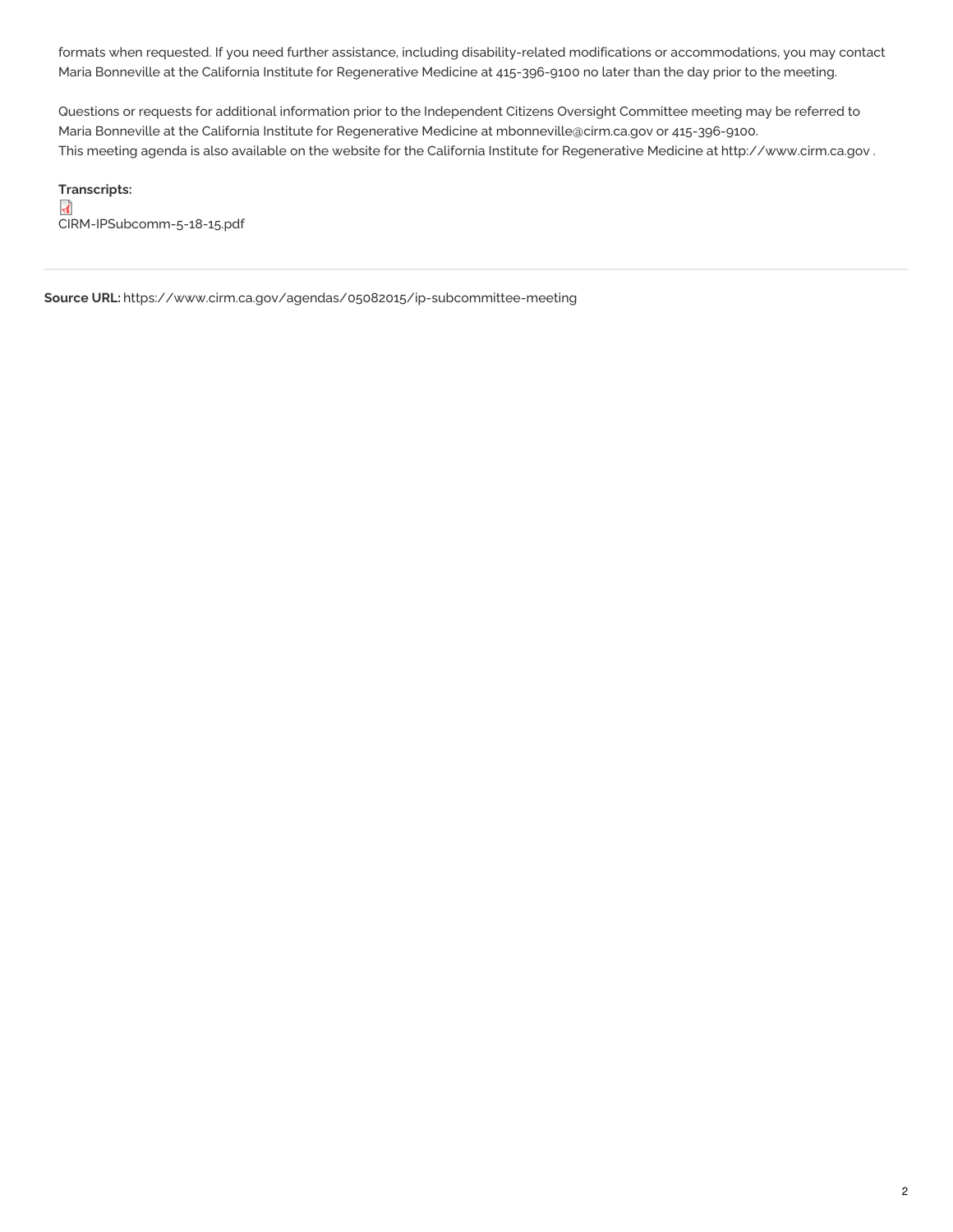formats when requested. If you need further assistance, including disability-related modifications or accommodations, you may contact Maria Bonneville at the California Institute for Regenerative Medicine at 415-396-9100 no later than the day prior to the meeting.

Questions or requests for additional information prior to the Independent Citizens Oversight Committee meeting may be referred to Maria Bonneville at the California Institute for Regenerative Medicine at mbonneville@cirm.ca.gov or 415-396-9100.
This meeting agenda is also available on the website for the California Institute for Regenerative Medicine at http://www.cirm.ca.gov .

**Transcripts:**

CIRM-IPSubcomm-5-18-15.pdf

---

**Source URL:** https://www.cirm.ca.gov/agendas/05082015/ip-subcommittee-meeting